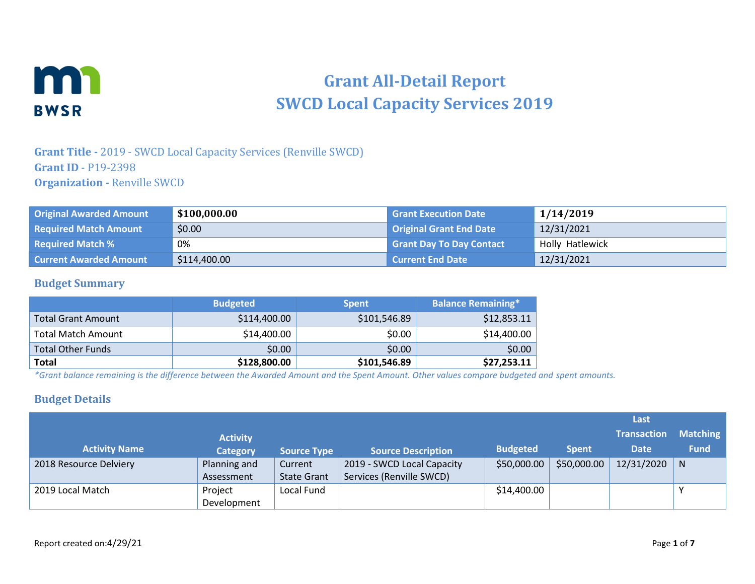# Grant All-Detail Report
# SWCD Local Capacity Services 2019

**Grant Title -** 2019 - SWCD Local Capacity Services (Renville SWCD)
**Grant ID** - P19-2398
**Organization -** Renville SWCD

| Original Awarded Amount | $100,000.00 | Grant Execution Date | 1/14/2019 |
|---|---|---|---|
| Required Match Amount | $0.00 | Original Grant End Date | 12/31/2021 |
| Required Match % | 0% | Grant Day To Day Contact | Holly Hatlewick |
| Current Awarded Amount | $114,400.00 | Current End Date | 12/31/2021 |

## Budget Summary

| | Budgeted | Spent | Balance Remaining* |
|---|---|---|---|
| Total Grant Amount | $114,400.00 | $101,546.89 | $12,853.11 |
| Total Match Amount | $14,400.00 | $0.00 | $14,400.00 |
| Total Other Funds | $0.00 | $0.00 | $0.00 |
| **Total** | **$128,800.00** | **$101,546.89** | **$27,253.11** |

*\*Grant balance remaining is the difference between the Awarded Amount and the Spent Amount. Other values compare budgeted and spent amounts.*

## Budget Details

| Activity Name | Activity Category | Source Type | Source Description | Budgeted | Spent | Last Transaction Date | Matching Fund |
|---|---|---|---|---|---|---|---|
| 2018 Resource Delviery | Planning and Assessment | Current State Grant | 2019 - SWCD Local Capacity Services (Renville SWCD) | $50,000.00 | $50,000.00 | 12/31/2020 | N |
| 2019 Local Match | Project Development | Local Fund | | $14,400.00 | | | Y |

Report created on:4/29/21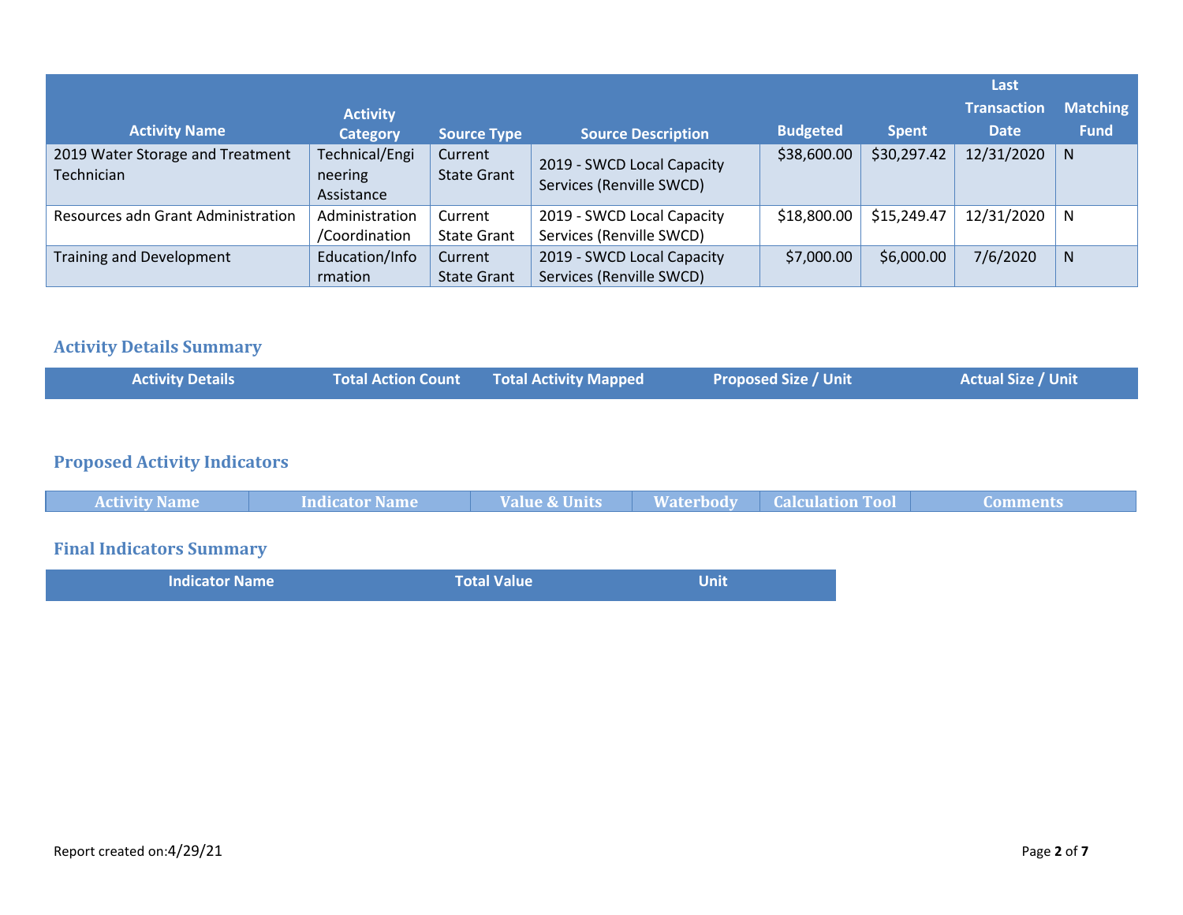| Activity Name | Activity Category | Source Type | Source Description | Budgeted | Spent | Last Transaction Date | Matching Fund |
|---|---|---|---|---|---|---|---|
| 2019 Water Storage and Treatment Technician | Technical/Engineering Assistance | Current State Grant | 2019 - SWCD Local Capacity Services (Renville SWCD) | $38,600.00 | $30,297.42 | 12/31/2020 | N |
| Resources adn Grant Administration | Administration/Coordination | Current State Grant | 2019 - SWCD Local Capacity Services (Renville SWCD) | $18,800.00 | $15,249.47 | 12/31/2020 | N |
| Training and Development | Education/Information | Current State Grant | 2019 - SWCD Local Capacity Services (Renville SWCD) | $7,000.00 | $6,000.00 | 7/6/2020 | N |

## Activity Details Summary

| Activity Details | Total Action Count | Total Activity Mapped | Proposed Size / Unit | Actual Size / Unit |
|---|---|---|---|---|

## Proposed Activity Indicators

| Activity Name | Indicator Name | Value & Units | Waterbody | Calculation Tool | Comments |
|---|---|---|---|---|---|

## Final Indicators Summary

| Indicator Name | Total Value | Unit |
|---|---|---|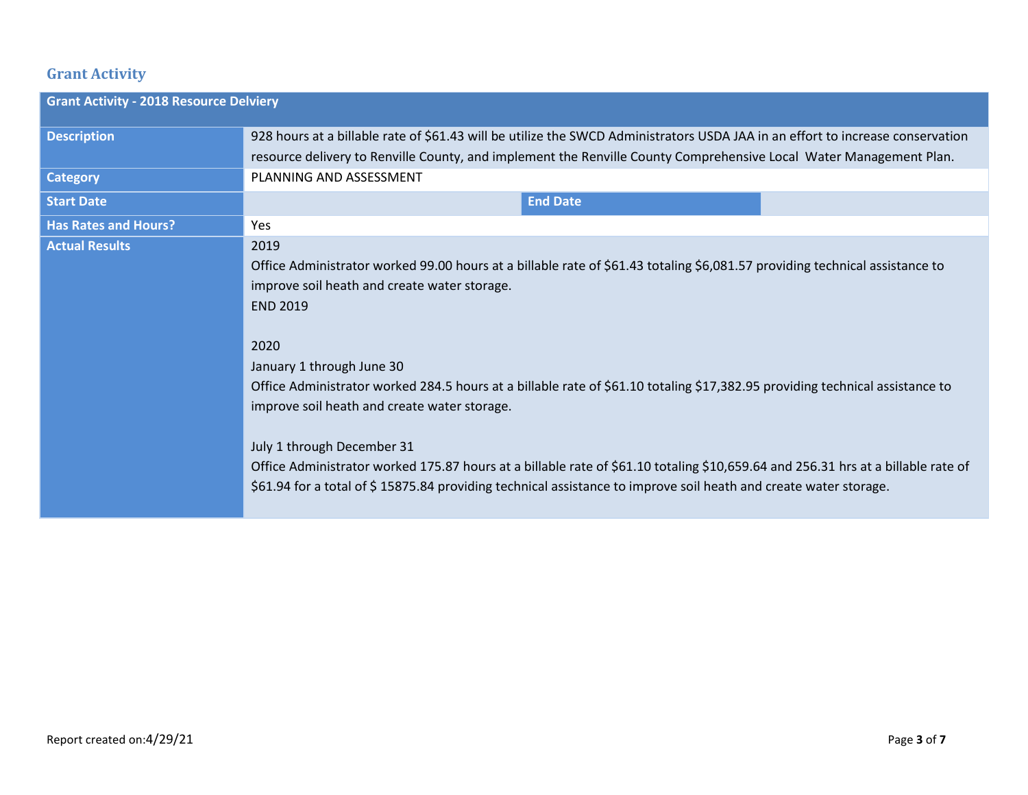## Grant Activity

| Grant Activity - 2018 Resource Delviery | | | |
|---|---|---|---|
| **Description** | 928 hours at a billable rate of $61.43 will be utilize the SWCD Administrators USDA JAA in an effort to increase conservation resource delivery to Renville County, and implement the Renville County Comprehensive Local Water Management Plan. | | |
| **Category** | PLANNING AND ASSESSMENT | | |
| **Start Date** | | **End Date** | |
| **Has Rates and Hours?** | Yes | | |
| **Actual Results** | 2019<br>Office Administrator worked 99.00 hours at a billable rate of $61.43 totaling $6,081.57 providing technical assistance to improve soil heath and create water storage.<br>END 2019<br><br>2020<br>January 1 through June 30<br>Office Administrator worked 284.5 hours at a billable rate of $61.10 totaling $17,382.95 providing technical assistance to improve soil heath and create water storage.<br><br>July 1 through December 31<br>Office Administrator worked 175.87 hours at a billable rate of $61.10 totaling $10,659.64 and 256.31 hrs at a billable rate of $61.94 for a total of $ 15875.84 providing technical assistance to improve soil heath and create water storage. | | |

Report created on:4/29/21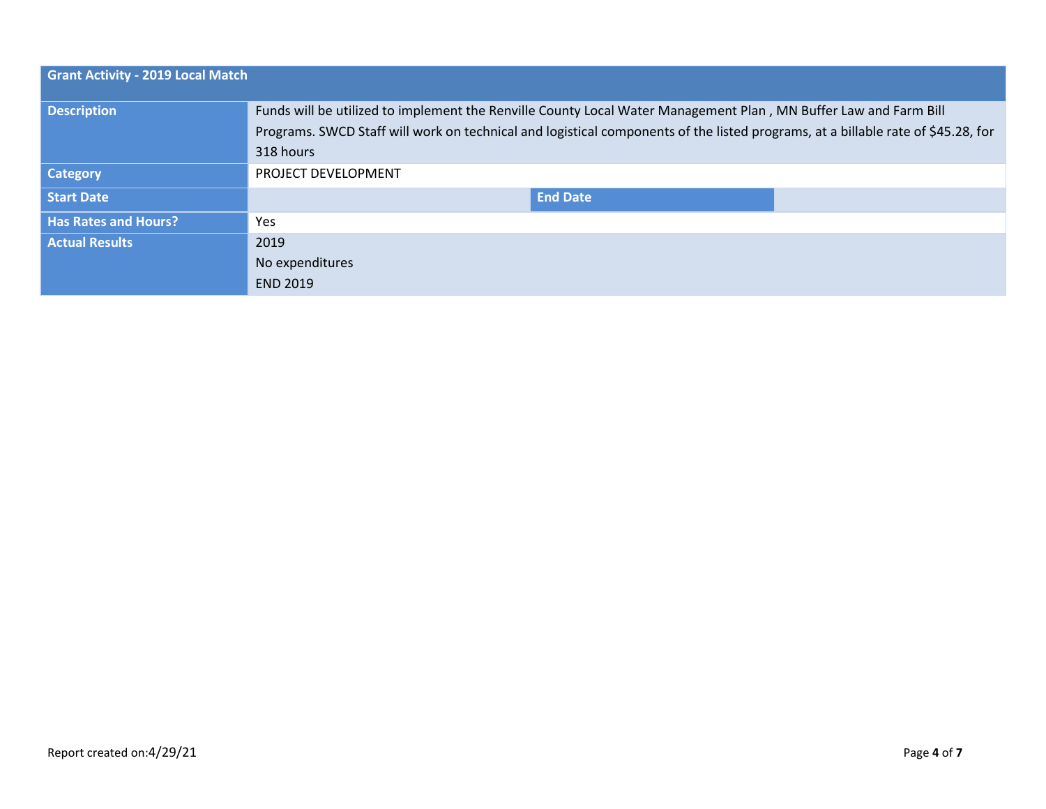| Grant Activity - 2019 Local Match | | | |
|---|---|---|---|
| Description | Funds will be utilized to implement the Renville County Local Water Management Plan , MN Buffer Law and Farm Bill Programs. SWCD Staff will work on technical and logistical components of the listed programs, at a billable rate of $45.28, for 318 hours | | |
| Category | PROJECT DEVELOPMENT | | |
| Start Date | | End Date | |
| Has Rates and Hours? | Yes | | |
| Actual Results | 2019<br>No expenditures<br>END 2019 | | |

Report created on:4/29/21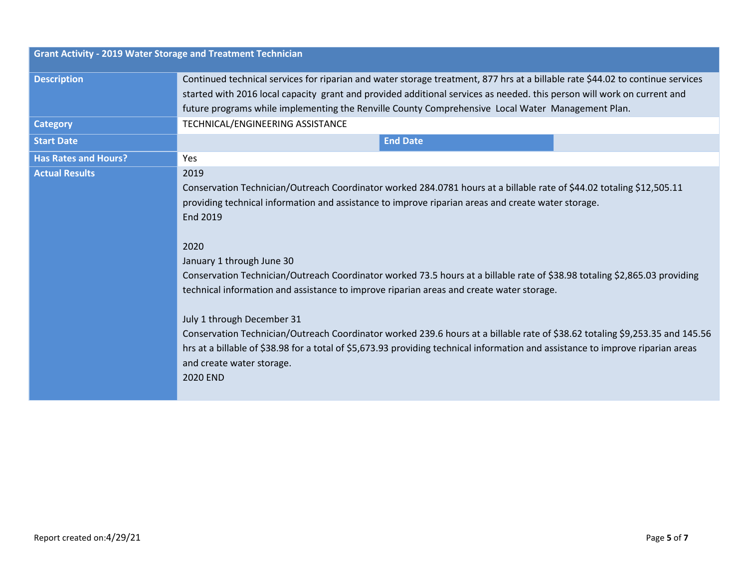| Grant Activity - 2019 Water Storage and Treatment Technician | | | |
|---|---|---|---|
| **Description** | Continued technical services for riparian and water storage treatment, 877 hrs at a billable rate $44.02 to continue services started with 2016 local capacity grant and provided additional services as needed. this person will work on current and future programs while implementing the Renville County Comprehensive Local Water Management Plan. | | |
| **Category** | TECHNICAL/ENGINEERING ASSISTANCE | | |
| **Start Date** | | **End Date** | |
| **Has Rates and Hours?** | Yes | | |
| **Actual Results** | 2019<br>Conservation Technician/Outreach Coordinator worked 284.0781 hours at a billable rate of $44.02 totaling $12,505.11 providing technical information and assistance to improve riparian areas and create water storage.<br>End 2019<br><br>2020<br>January 1 through June 30<br>Conservation Technician/Outreach Coordinator worked 73.5 hours at a billable rate of $38.98 totaling $2,865.03 providing technical information and assistance to improve riparian areas and create water storage.<br><br>July 1 through December 31<br>Conservation Technician/Outreach Coordinator worked 239.6 hours at a billable rate of $38.62 totaling $9,253.35 and 145.56 hrs at a billable of $38.98 for a total of $5,673.93 providing technical information and assistance to improve riparian areas and create water storage.<br>2020 END | | |

Report created on:4/29/21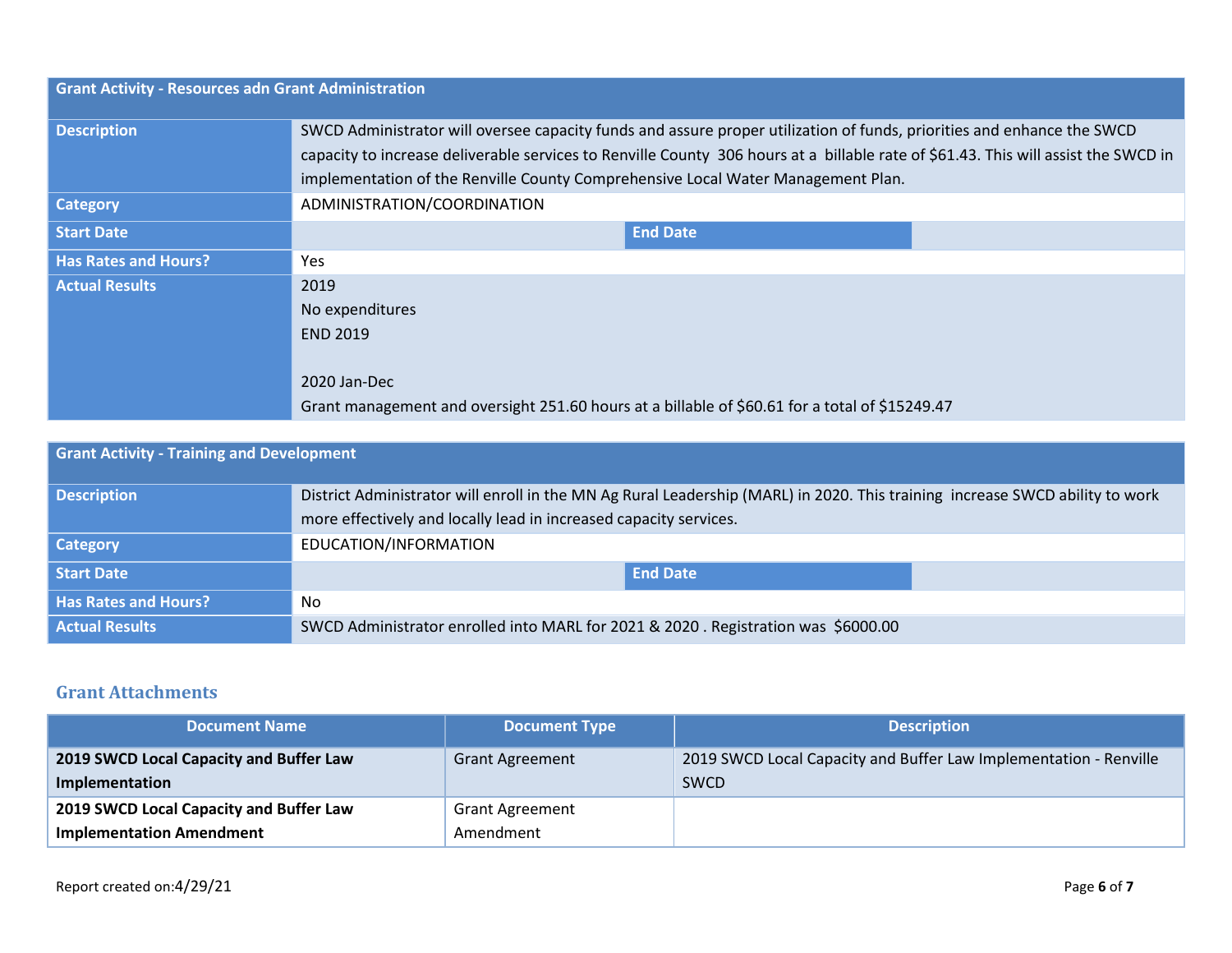| Grant Activity - Resources adn Grant Administration | | | |
|---|---|---|---|
| **Description** | SWCD Administrator will oversee capacity funds and assure proper utilization of funds, priorities and enhance the SWCD capacity to increase deliverable services to Renville County 306 hours at a billable rate of $61.43. This will assist the SWCD in implementation of the Renville County Comprehensive Local Water Management Plan. | | |
| **Category** | ADMINISTRATION/COORDINATION | | |
| **Start Date** | | **End Date** | |
| **Has Rates and Hours?** | Yes | | |
| **Actual Results** | 2019<br>No expenditures<br>END 2019<br><br>2020 Jan-Dec<br>Grant management and oversight 251.60 hours at a billable of $60.61 for a total of $15249.47 | | |

| Grant Activity - Training and Development | | | |
|---|---|---|---|
| **Description** | District Administrator will enroll in the MN Ag Rural Leadership (MARL) in 2020. This training increase SWCD ability to work more effectively and locally lead in increased capacity services. | | |
| **Category** | EDUCATION/INFORMATION | | |
| **Start Date** | | **End Date** | |
| **Has Rates and Hours?** | No | | |
| **Actual Results** | SWCD Administrator enrolled into MARL for 2021 & 2020 . Registration was $6000.00 | | |

## Grant Attachments

| Document Name | Document Type | Description |
|---|---|---|
| **2019 SWCD Local Capacity and Buffer Law Implementation** | Grant Agreement | 2019 SWCD Local Capacity and Buffer Law Implementation - Renville SWCD |
| **2019 SWCD Local Capacity and Buffer Law Implementation Amendment** | Grant Agreement Amendment | |

Report created on:4/29/21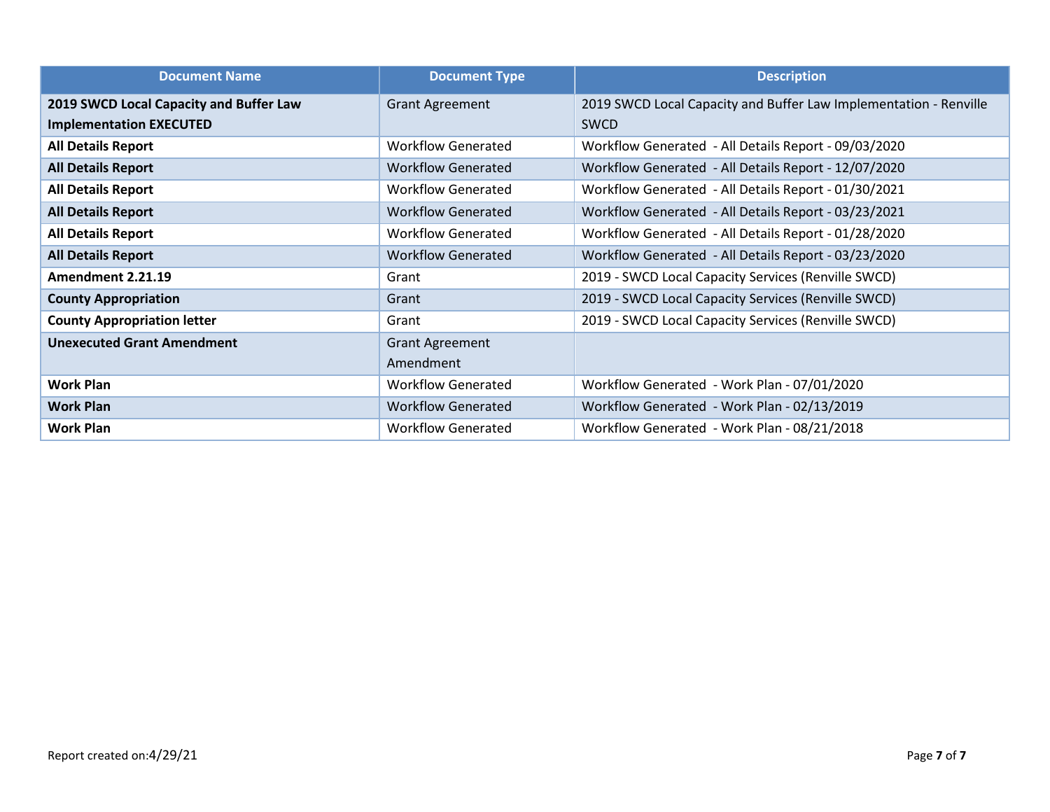| Document Name | Document Type | Description |
|---|---|---|
| **2019 SWCD Local Capacity and Buffer Law Implementation EXECUTED** | Grant Agreement | 2019 SWCD Local Capacity and Buffer Law Implementation - Renville SWCD |
| **All Details Report** | Workflow Generated | Workflow Generated - All Details Report - 09/03/2020 |
| **All Details Report** | Workflow Generated | Workflow Generated - All Details Report - 12/07/2020 |
| **All Details Report** | Workflow Generated | Workflow Generated - All Details Report - 01/30/2021 |
| **All Details Report** | Workflow Generated | Workflow Generated - All Details Report - 03/23/2021 |
| **All Details Report** | Workflow Generated | Workflow Generated - All Details Report - 01/28/2020 |
| **All Details Report** | Workflow Generated | Workflow Generated - All Details Report - 03/23/2020 |
| **Amendment 2.21.19** | Grant | 2019 - SWCD Local Capacity Services (Renville SWCD) |
| **County Appropriation** | Grant | 2019 - SWCD Local Capacity Services (Renville SWCD) |
| **County Appropriation letter** | Grant | 2019 - SWCD Local Capacity Services (Renville SWCD) |
| **Unexecuted Grant Amendment** | Grant Agreement Amendment | |
| **Work Plan** | Workflow Generated | Workflow Generated - Work Plan - 07/01/2020 |
| **Work Plan** | Workflow Generated | Workflow Generated - Work Plan - 02/13/2019 |
| **Work Plan** | Workflow Generated | Workflow Generated - Work Plan - 08/21/2018 |

Report created on:4/29/21